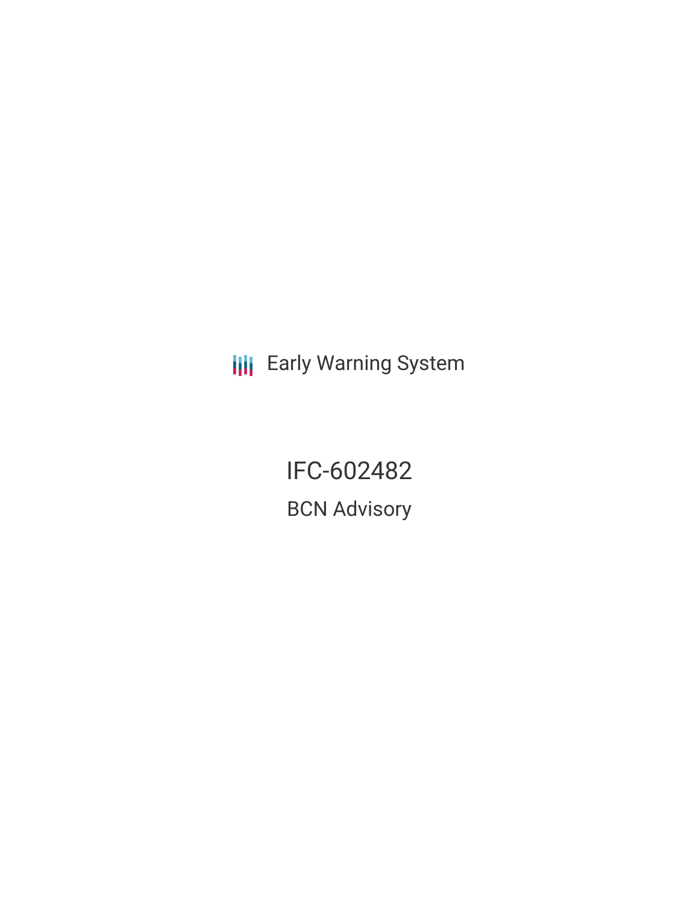Early Warning System

# IFC-602482

## BCN Advisory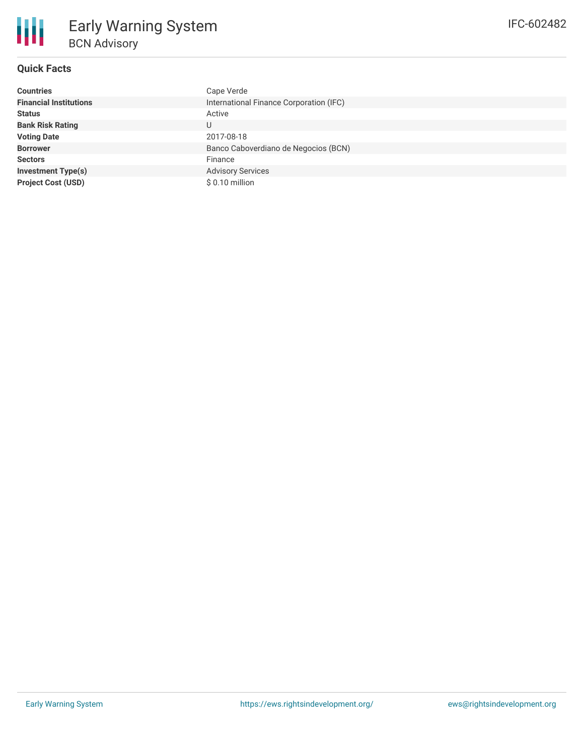# Early Warning System

## BCN Advisory

IFC-602482

### Quick Facts

| | |
|---|---|
| **Countries** | Cape Verde |
| **Financial Institutions** | International Finance Corporation (IFC) |
| **Status** | Active |
| **Bank Risk Rating** | U |
| **Voting Date** | 2017-08-18 |
| **Borrower** | Banco Caboverdiano de Negocios (BCN) |
| **Sectors** | Finance |
| **Investment Type(s)** | Advisory Services |
| **Project Cost (USD)** | $ 0.10 million |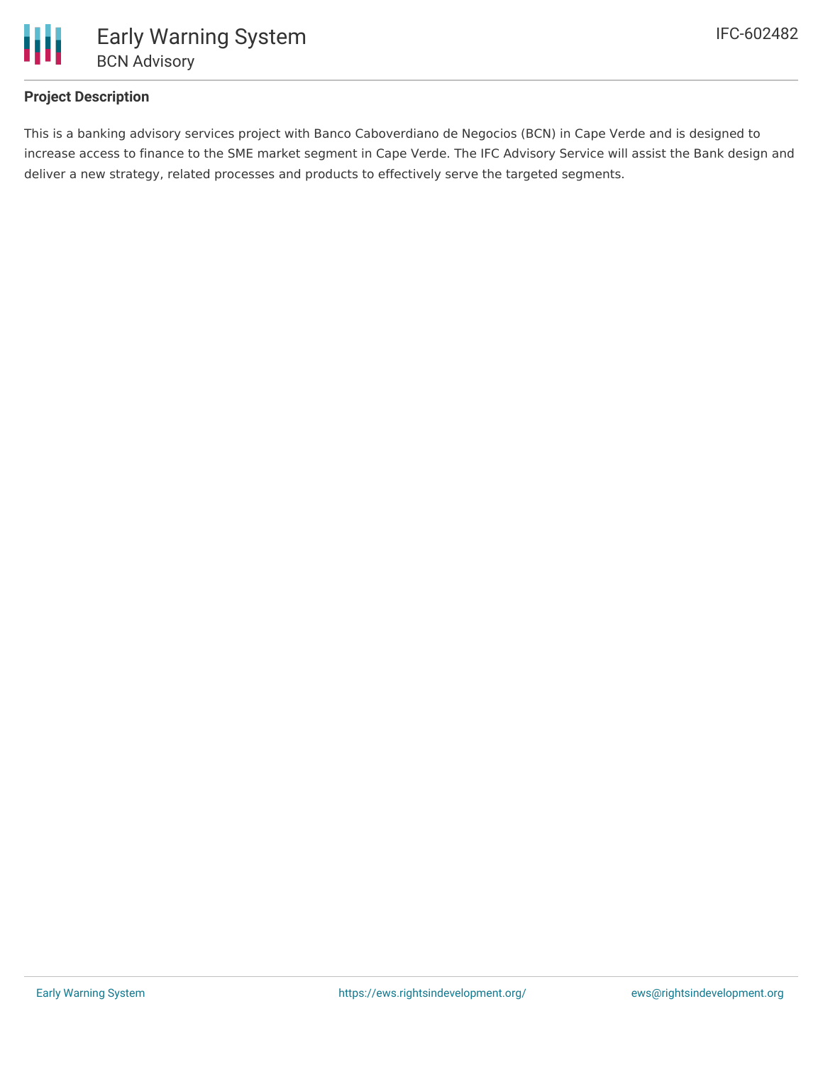**Project Description**

This is a banking advisory services project with Banco Caboverdiano de Negocios (BCN) in Cape Verde and is designed to increase access to finance to the SME market segment in Cape Verde. The IFC Advisory Service will assist the Bank design and deliver a new strategy, related processes and products to effectively serve the targeted segments.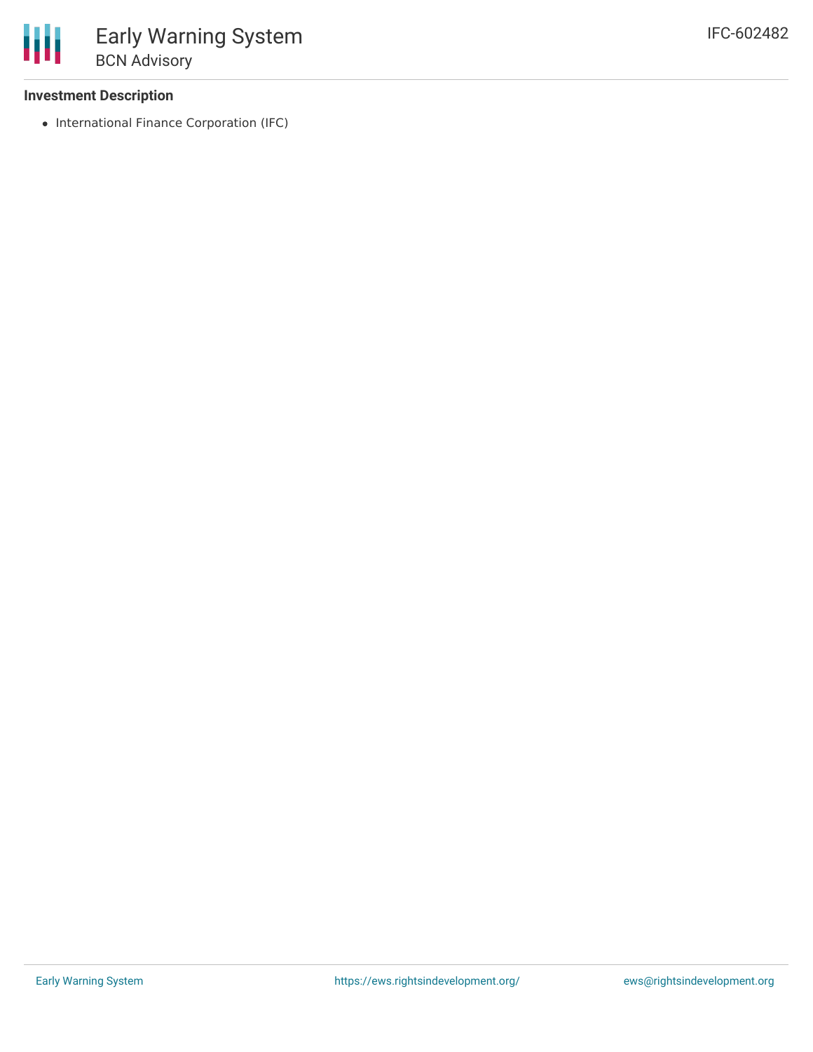### Investment Description

- International Finance Corporation (IFC)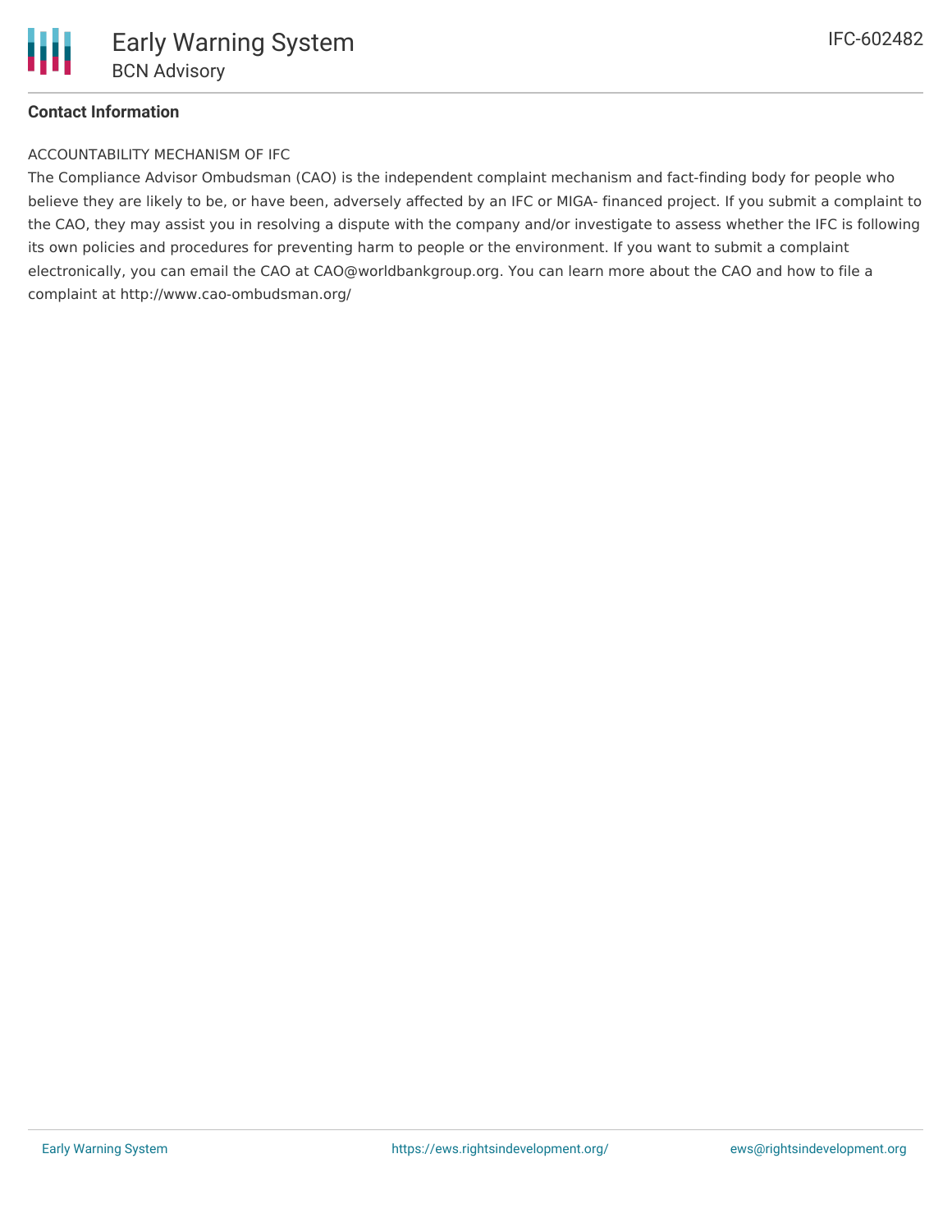**Contact Information**

ACCOUNTABILITY MECHANISM OF IFC

The Compliance Advisor Ombudsman (CAO) is the independent complaint mechanism and fact-finding body for people who believe they are likely to be, or have been, adversely affected by an IFC or MIGA- financed project. If you submit a complaint to the CAO, they may assist you in resolving a dispute with the company and/or investigate to assess whether the IFC is following its own policies and procedures for preventing harm to people or the environment. If you want to submit a complaint electronically, you can email the CAO at CAO@worldbankgroup.org. You can learn more about the CAO and how to file a complaint at http://www.cao-ombudsman.org/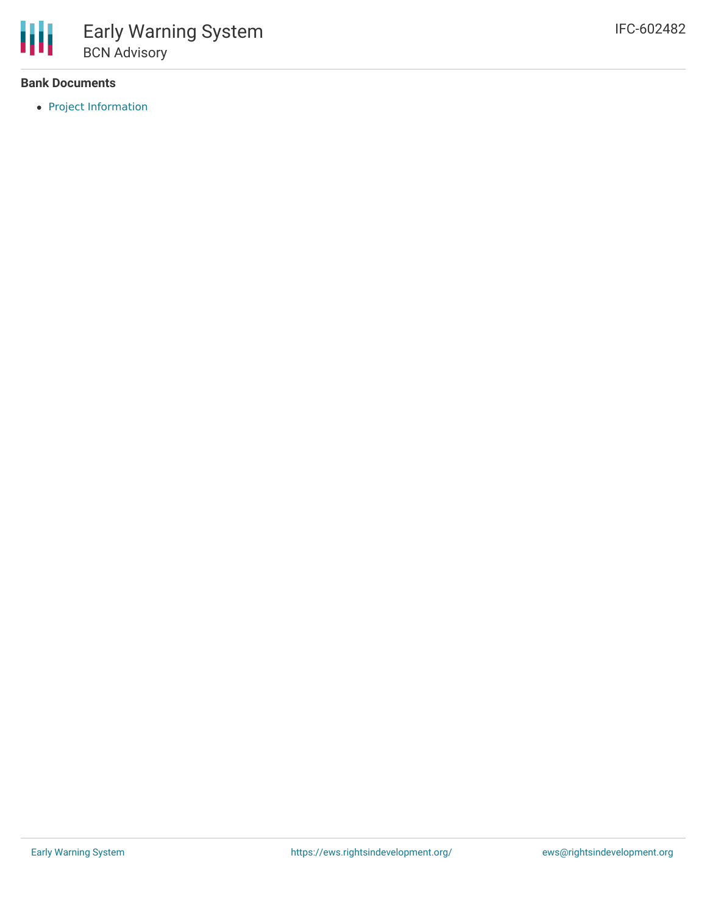**Bank Documents**

- Project Information